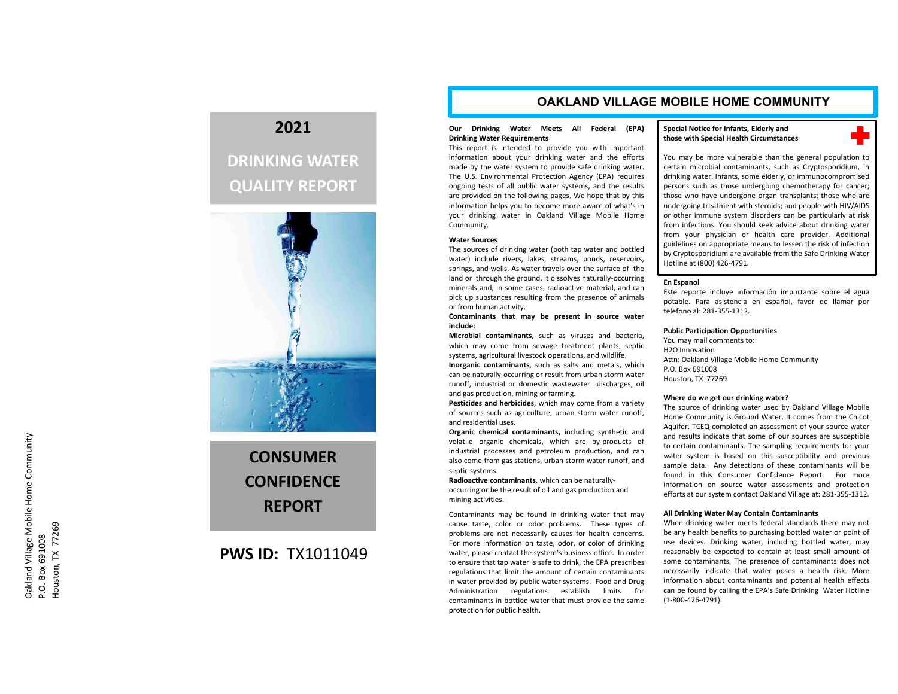Oakland Village Mobile Home Community
P.O. Box 691008
Houston, TX 77269

# 2021

# DRINKING WATER QUALITY REPORT

# CONSUMER CONFIDENCE REPORT

**PWS ID:** TX1011049

## OAKLAND VILLAGE MOBILE HOME COMMUNITY

**Our Drinking Water Meets All Federal (EPA) Drinking Water Requirements**

This report is intended to provide you with important information about your drinking water and the efforts made by the water system to provide safe drinking water. The U.S. Environmental Protection Agency (EPA) requires ongoing tests of all public water systems, and the results are provided on the following pages. We hope that by this information helps you to become more aware of what's in your drinking water in Oakland Village Mobile Home Community.

**Water Sources**

The sources of drinking water (both tap water and bottled water) include rivers, lakes, streams, ponds, reservoirs, springs, and wells. As water travels over the surface of the land or through the ground, it dissolves naturally-occurring minerals and, in some cases, radioactive material, and can pick up substances resulting from the presence of animals or from human activity.

**Contaminants that may be present in source water include:**

**Microbial contaminants,** such as viruses and bacteria, which may come from sewage treatment plants, septic systems, agricultural livestock operations, and wildlife.

**Inorganic contaminants**, such as salts and metals, which can be naturally-occurring or result from urban storm water runoff, industrial or domestic wastewater discharges, oil and gas production, mining or farming.

**Pesticides and herbicides**, which may come from a variety of sources such as agriculture, urban storm water runoff, and residential uses.

**Organic chemical contaminants,** including synthetic and volatile organic chemicals, which are by-products of industrial processes and petroleum production, and can also come from gas stations, urban storm water runoff, and septic systems.

**Radioactive contaminants**, which can be naturally-occurring or be the result of oil and gas production and mining activities.

Contaminants may be found in drinking water that may cause taste, color or odor problems. These types of problems are not necessarily causes for health concerns. For more information on taste, odor, or color of drinking water, please contact the system's business office. In order to ensure that tap water is safe to drink, the EPA prescribes regulations that limit the amount of certain contaminants in water provided by public water systems. Food and Drug Administration regulations establish limits for contaminants in bottled water that must provide the same protection for public health.

**Special Notice for Infants, Elderly and those with Special Health Circumstances**

You may be more vulnerable than the general population to certain microbial contaminants, such as Cryptosporidium, in drinking water. Infants, some elderly, or immunocompromised persons such as those undergoing chemotherapy for cancer; those who have undergone organ transplants; those who are undergoing treatment with steroids; and people with HIV/AIDS or other immune system disorders can be particularly at risk from infections. You should seek advice about drinking water from your physician or health care provider. Additional guidelines on appropriate means to lessen the risk of infection by Cryptosporidium are available from the Safe Drinking Water Hotline at (800) 426-4791.

**En Espanol**

Este reporte incluye información importante sobre el agua potable. Para asistencia en español, favor de llamar por telefono al: 281-355-1312.

**Public Participation Opportunities**

You may mail comments to:
H2O Innovation
Attn: Oakland Village Mobile Home Community
P.O. Box 691008
Houston, TX 77269

**Where do we get our drinking water?**

The source of drinking water used by Oakland Village Mobile Home Community is Ground Water. It comes from the Chicot Aquifer. TCEQ completed an assessment of your source water and results indicate that some of our sources are susceptible to certain contaminants. The sampling requirements for your water system is based on this susceptibility and previous sample data. Any detections of these contaminants will be found in this Consumer Confidence Report. For more information on source water assessments and protection efforts at our system contact Oakland Village at: 281-355-1312.

**All Drinking Water May Contain Contaminants**

When drinking water meets federal standards there may not be any health benefits to purchasing bottled water or point of use devices. Drinking water, including bottled water, may reasonably be expected to contain at least small amount of some contaminants. The presence of contaminants does not necessarily indicate that water poses a health risk. More information about contaminants and potential health effects can be found by calling the EPA's Safe Drinking Water Hotline (1-800-426-4791).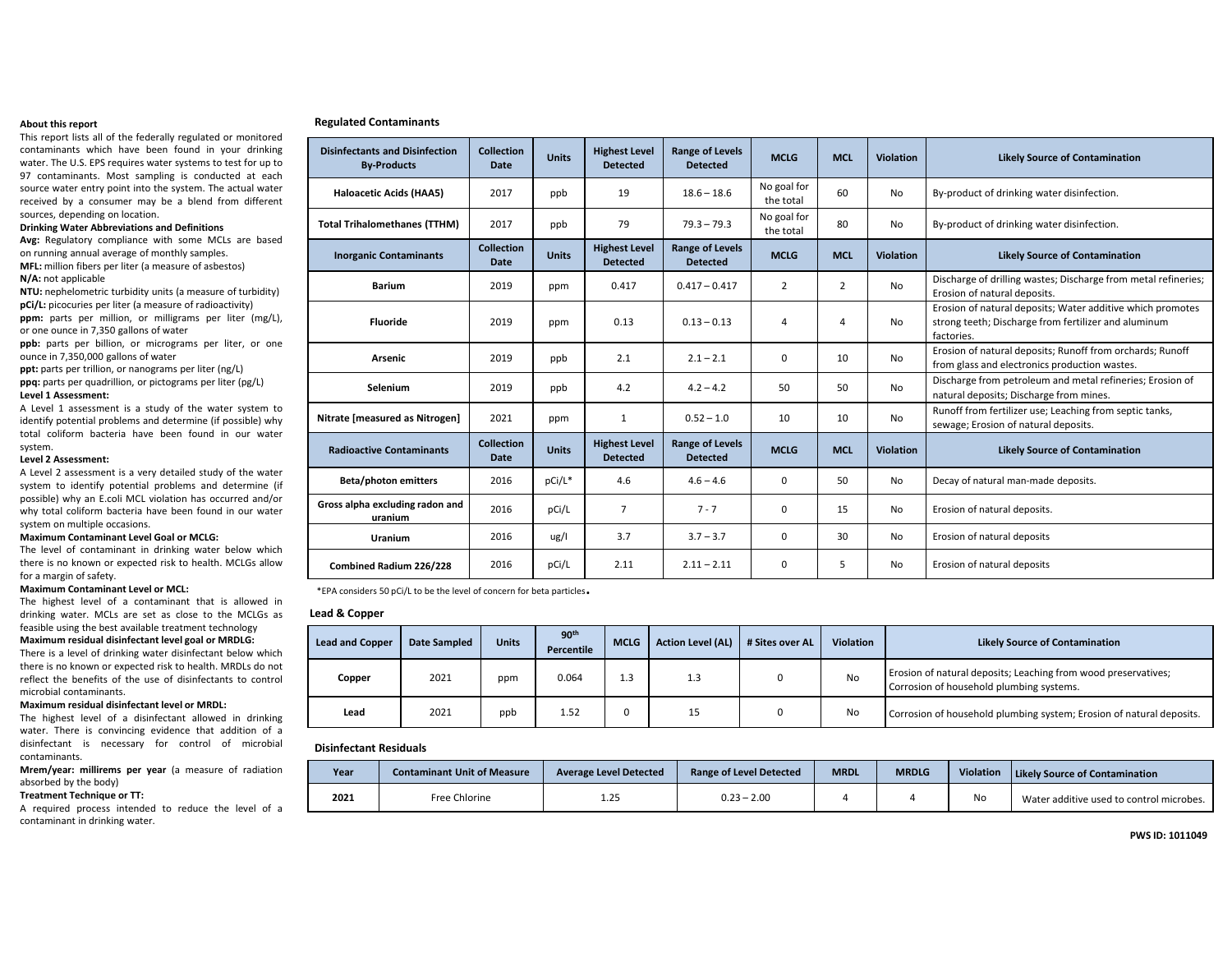**About this report**

This report lists all of the federally regulated or monitored contaminants which have been found in your drinking water. The U.S. EPS requires water systems to test for up to 97 contaminants. Most sampling is conducted at each source water entry point into the system. The actual water received by a consumer may be a blend from different sources, depending on location.

**Drinking Water Abbreviations and Definitions**

**Avg:** Regulatory compliance with some MCLs are based on running annual average of monthly samples.

**MFL:** million fibers per liter (a measure of asbestos)

**N/A:** not applicable

**NTU:** nephelometric turbidity units (a measure of turbidity)

**pCi/L:** picocuries per liter (a measure of radioactivity)

**ppm:** parts per million, or milligrams per liter (mg/L), or one ounce in 7,350 gallons of water

**ppb:** parts per billion, or micrograms per liter, or one ounce in 7,350,000 gallons of water

**ppt:** parts per trillion, or nanograms per liter (ng/L)

**ppq:** parts per quadrillion, or pictograms per liter (pg/L)

**Level 1 Assessment:**

A Level 1 assessment is a study of the water system to identify potential problems and determine (if possible) why total coliform bacteria have been found in our water system.

**Level 2 Assessment:**

A Level 2 assessment is a very detailed study of the water system to identify potential problems and determine (if possible) why an E.coli MCL violation has occurred and/or why total coliform bacteria have been found in our water system on multiple occasions.

**Maximum Contaminant Level Goal or MCLG:**

The level of contaminant in drinking water below which there is no known or expected risk to health. MCLGs allow for a margin of safety.

**Maximum Contaminant Level or MCL:**

The highest level of a contaminant that is allowed in drinking water. MCLs are set as close to the MCLGs as feasible using the best available treatment technology

**Maximum residual disinfectant level goal or MRDLG:**

There is a level of drinking water disinfectant below which there is no known or expected risk to health. MRDLs do not reflect the benefits of the use of disinfectants to control microbial contaminants.

**Maximum residual disinfectant level or MRDL:**

The highest level of a disinfectant allowed in drinking water. There is convincing evidence that addition of a disinfectant is necessary for control of microbial contaminants.

**Mrem/year: millirems per year** (a measure of radiation absorbed by the body)

**Treatment Technique or TT:**

A required process intended to reduce the level of a contaminant in drinking water.

### Regulated Contaminants

| Disinfectants and Disinfection By-Products | Collection Date | Units | Highest Level Detected | Range of Levels Detected | MCLG | MCL | Violation | Likely Source of Contamination |
|---|---|---|---|---|---|---|---|---|
| Haloacetic Acids (HAA5) | 2017 | ppb | 19 | 18.6 – 18.6 | No goal for the total | 60 | No | By-product of drinking water disinfection. |
| Total Trihalomethanes (TTHM) | 2017 | ppb | 79 | 79.3 – 79.3 | No goal for the total | 80 | No | By-product of drinking water disinfection. |
| **Inorganic Contaminants** | **Collection Date** | **Units** | **Highest Level Detected** | **Range of Levels Detected** | **MCLG** | **MCL** | **Violation** | **Likely Source of Contamination** |
| Barium | 2019 | ppm | 0.417 | 0.417 – 0.417 | 2 | 2 | No | Discharge of drilling wastes; Discharge from metal refineries; Erosion of natural deposits. |
| Fluoride | 2019 | ppm | 0.13 | 0.13 – 0.13 | 4 | 4 | No | Erosion of natural deposits; Water additive which promotes strong teeth; Discharge from fertilizer and aluminum factories. |
| Arsenic | 2019 | ppb | 2.1 | 2.1 – 2.1 | 0 | 10 | No | Erosion of natural deposits; Runoff from orchards; Runoff from glass and electronics production wastes. |
| Selenium | 2019 | ppb | 4.2 | 4.2 – 4.2 | 50 | 50 | No | Discharge from petroleum and metal refineries; Erosion of natural deposits; Discharge from mines. |
| Nitrate [measured as Nitrogen] | 2021 | ppm | 1 | 0.52 – 1.0 | 10 | 10 | No | Runoff from fertilizer use; Leaching from septic tanks, sewage; Erosion of natural deposits. |
| **Radioactive Contaminants** | **Collection Date** | **Units** | **Highest Level Detected** | **Range of Levels Detected** | **MCLG** | **MCL** | **Violation** | **Likely Source of Contamination** |
| Beta/photon emitters | 2016 | pCi/L* | 4.6 | 4.6 – 4.6 | 0 | 50 | No | Decay of natural man-made deposits. |
| Gross alpha excluding radon and uranium | 2016 | pCi/L | 7 | 7 - 7 | 0 | 15 | No | Erosion of natural deposits. |
| Uranium | 2016 | ug/l | 3.7 | 3.7 – 3.7 | 0 | 30 | No | Erosion of natural deposits |
| Combined Radium 226/228 | 2016 | pCi/L | 2.11 | 2.11 – 2.11 | 0 | 5 | No | Erosion of natural deposits |

*EPA considers 50 pCi/L to be the level of concern for beta particles.

### Lead & Copper

| Lead and Copper | Date Sampled | Units | 90th Percentile | MCLG | Action Level (AL) | # Sites over AL | Violation | Likely Source of Contamination |
|---|---|---|---|---|---|---|---|---|
| Copper | 2021 | ppm | 0.064 | 1.3 | 1.3 | 0 | No | Erosion of natural deposits; Leaching from wood preservatives; Corrosion of household plumbing systems. |
| Lead | 2021 | ppb | 1.52 | 0 | 15 | 0 | No | Corrosion of household plumbing system; Erosion of natural deposits. |

### Disinfectant Residuals

| Year | Contaminant Unit of Measure | Average Level Detected | Range of Level Detected | MRDL | MRDLG | Violation | Likely Source of Contamination |
|---|---|---|---|---|---|---|---|
| 2021 | Free Chlorine | 1.25 | 0.23 – 2.00 | 4 | 4 | No | Water additive used to control microbes. |

**PWS ID: 1011049**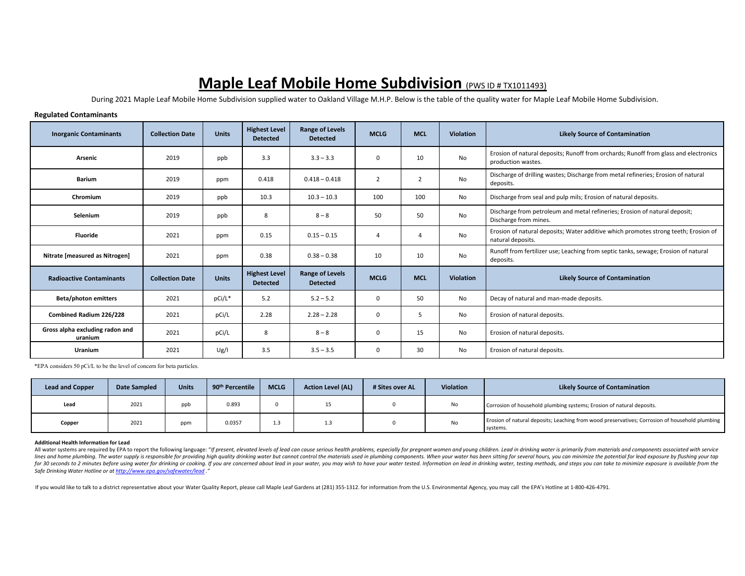# Maple Leaf Mobile Home Subdivision (PWS ID # TX1011493)

During 2021 Maple Leaf Mobile Home Subdivision supplied water to Oakland Village M.H.P. Below is the table of the quality water for Maple Leaf Mobile Home Subdivision.

**Regulated Contaminants**

| Inorganic Contaminants | Collection Date | Units | Highest Level Detected | Range of Levels Detected | MCLG | MCL | Violation | Likely Source of Contamination |
|---|---|---|---|---|---|---|---|---|
| **Arsenic** | 2019 | ppb | 3.3 | 3.3 – 3.3 | 0 | 10 | No | Erosion of natural deposits; Runoff from orchards; Runoff from glass and electronics production wastes. |
| **Barium** | 2019 | ppm | 0.418 | 0.418 – 0.418 | 2 | 2 | No | Discharge of drilling wastes; Discharge from metal refineries; Erosion of natural deposits. |
| **Chromium** | 2019 | ppb | 10.3 | 10.3 – 10.3 | 100 | 100 | No | Discharge from seal and pulp mils; Erosion of natural deposits. |
| **Selenium** | 2019 | ppb | 8 | 8 – 8 | 50 | 50 | No | Discharge from petroleum and metal refineries; Erosion of natural deposit; Discharge from mines. |
| **Fluoride** | 2021 | ppm | 0.15 | 0.15 – 0.15 | 4 | 4 | No | Erosion of natural deposits; Water additive which promotes strong teeth; Erosion of natural deposits. |
| **Nitrate [measured as Nitrogen]** | 2021 | ppm | 0.38 | 0.38 – 0.38 | 10 | 10 | No | Runoff from fertilizer use; Leaching from septic tanks, sewage; Erosion of natural deposits. |
| **Radioactive Contaminants** | **Collection Date** | **Units** | **Highest Level Detected** | **Range of Levels Detected** | **MCLG** | **MCL** | **Violation** | **Likely Source of Contamination** |
| **Beta/photon emitters** | 2021 | pCi/L* | 5.2 | 5.2 – 5.2 | 0 | 50 | No | Decay of natural and man-made deposits. |
| **Combined Radium 226/228** | 2021 | pCi/L | 2.28 | 2.28 – 2.28 | 0 | 5 | No | Erosion of natural deposits. |
| **Gross alpha excluding radon and uranium** | 2021 | pCi/L | 8 | 8 – 8 | 0 | 15 | No | Erosion of natural deposits. |
| **Uranium** | 2021 | Ug/l | 3.5 | 3.5 – 3.5 | 0 | 30 | No | Erosion of natural deposits. |

*EPA considers 50 pCi/L to be the level of concern for beta particles.

| Lead and Copper | Date Sampled | Units | 90th Percentile | MCLG | Action Level (AL) | # Sites over AL | Violation | Likely Source of Contamination |
|---|---|---|---|---|---|---|---|---|
| **Lead** | 2021 | ppb | 0.893 | 0 | 15 | 0 | No | Corrosion of household plumbing systems; Erosion of natural deposits. |
| **Copper** | 2021 | ppm | 0.0357 | 1.3 | 1.3 | 0 | No | Erosion of natural deposits; Leaching from wood preservatives; Corrosion of household plumbing systems. |

**Additional Health Information for Lead**

All water systems are required by EPA to report the following language: "*If present, elevated levels of lead can cause serious health problems, especially for pregnant women and young children. Lead in drinking water is primarily from materials and components associated with service lines and home plumbing. The water supply is responsible for providing high quality drinking water but cannot control the materials used in plumbing components. When your water has been sitting for several hours, you can minimize the potential for lead exposure by flushing your tap for 30 seconds to 2 minutes before using water for drinking or cooking. If you are concerned about lead in your water, you may wish to have your water tested. Information on lead in drinking water, testing methods, and steps you can take to minimize exposure is available from the Safe Drinking Water Hotline or at http://www.epa.gov/safewater/lead .*"

If you would like to talk to a district representative about your Water Quality Report, please call Maple Leaf Gardens at (281) 355-1312. for information from the U.S. Environmental Agency, you may call the EPA's Hotline at 1-800-426-4791.